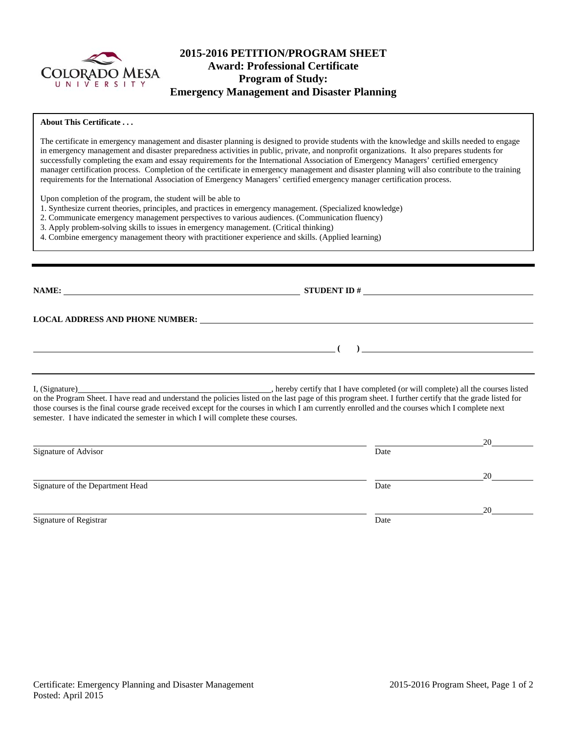# 2015-2016 PETITION/PROGRAM SHEET
## Award: Professional Certificate
## Program of Study:
## Emergency Management and Disaster Planning

**About This Certificate . . .**

The certificate in emergency management and disaster planning is designed to provide students with the knowledge and skills needed to engage in emergency management and disaster preparedness activities in public, private, and nonprofit organizations. It also prepares students for successfully completing the exam and essay requirements for the International Association of Emergency Managers' certified emergency manager certification process. Completion of the certificate in emergency management and disaster planning will also contribute to the training requirements for the International Association of Emergency Managers' certified emergency manager certification process.

Upon completion of the program, the student will be able to

1. Synthesize current theories, principles, and practices in emergency management. (Specialized knowledge)
2. Communicate emergency management perspectives to various audiences. (Communication fluency)
3. Apply problem-solving skills to issues in emergency management. (Critical thinking)
4. Combine emergency management theory with practitioner experience and skills. (Applied learning)

---

**NAME:** ______________________________ **STUDENT ID #** ______________________________

**LOCAL ADDRESS AND PHONE NUMBER:** ______________________________

______________________________ **( )** ______________________________

---

I, (Signature)______________________________, hereby certify that I have completed (or will complete) all the courses listed on the Program Sheet. I have read and understand the policies listed on the last page of this program sheet. I further certify that the grade listed for those courses is the final course grade received except for the courses in which I am currently enrolled and the courses which I complete next semester. I have indicated the semester in which I will complete these courses.

______________________________ ______________20______
Signature of Advisor Date

______________________________ ______________20______
Signature of the Department Head Date

______________________________ ______________20______
Signature of Registrar Date

Certificate: Emergency Planning and Disaster Management
Posted: April 2015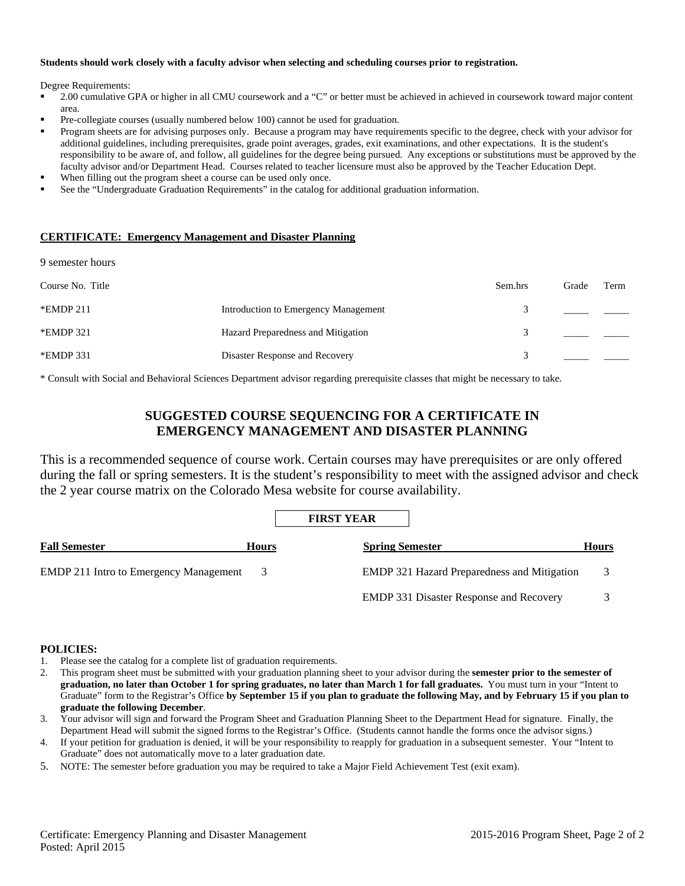**Students should work closely with a faculty advisor when selecting and scheduling courses prior to registration.**

Degree Requirements:

- 2.00 cumulative GPA or higher in all CMU coursework and a "C" or better must be achieved in achieved in coursework toward major content area.
- Pre-collegiate courses (usually numbered below 100) cannot be used for graduation.
- Program sheets are for advising purposes only. Because a program may have requirements specific to the degree, check with your advisor for additional guidelines, including prerequisites, grade point averages, grades, exit examinations, and other expectations. It is the student's responsibility to be aware of, and follow, all guidelines for the degree being pursued. Any exceptions or substitutions must be approved by the faculty advisor and/or Department Head. Courses related to teacher licensure must also be approved by the Teacher Education Dept.
- When filling out the program sheet a course can be used only once.
- See the "Undergraduate Graduation Requirements" in the catalog for additional graduation information.

**CERTIFICATE: Emergency Management and Disaster Planning**

9 semester hours

| Course No. | Title | Sem.hrs | Grade | Term |
|---|---|---|---|---|
| *EMDP 211 | Introduction to Emergency Management | 3 | _____ | _____ |
| *EMDP 321 | Hazard Preparedness and Mitigation | 3 | _____ | _____ |
| *EMDP 331 | Disaster Response and Recovery | 3 | _____ | _____ |

* Consult with Social and Behavioral Sciences Department advisor regarding prerequisite classes that might be necessary to take.

## SUGGESTED COURSE SEQUENCING FOR A CERTIFICATE IN EMERGENCY MANAGEMENT AND DISASTER PLANNING

This is a recommended sequence of course work. Certain courses may have prerequisites or are only offered during the fall or spring semesters. It is the student's responsibility to meet with the assigned advisor and check the 2 year course matrix on the Colorado Mesa website for course availability.

**FIRST YEAR**

| Fall Semester | Hours | Spring Semester | Hours |
|---|---|---|---|
| EMDP 211 Intro to Emergency Management | 3 | EMDP 321 Hazard Preparedness and Mitigation | 3 |
| | | EMDP 331 Disaster Response and Recovery | 3 |

**POLICIES:**

1. Please see the catalog for a complete list of graduation requirements.
2. This program sheet must be submitted with your graduation planning sheet to your advisor during the **semester prior to the semester of graduation, no later than October 1 for spring graduates, no later than March 1 for fall graduates.** You must turn in your "Intent to Graduate" form to the Registrar's Office **by September 15 if you plan to graduate the following May, and by February 15 if you plan to graduate the following December**.
3. Your advisor will sign and forward the Program Sheet and Graduation Planning Sheet to the Department Head for signature. Finally, the Department Head will submit the signed forms to the Registrar's Office. (Students cannot handle the forms once the advisor signs.)
4. If your petition for graduation is denied, it will be your responsibility to reapply for graduation in a subsequent semester. Your "Intent to Graduate" does not automatically move to a later graduation date.
5. NOTE: The semester before graduation you may be required to take a Major Field Achievement Test (exit exam).

Certificate: Emergency Planning and Disaster Management
Posted: April 2015